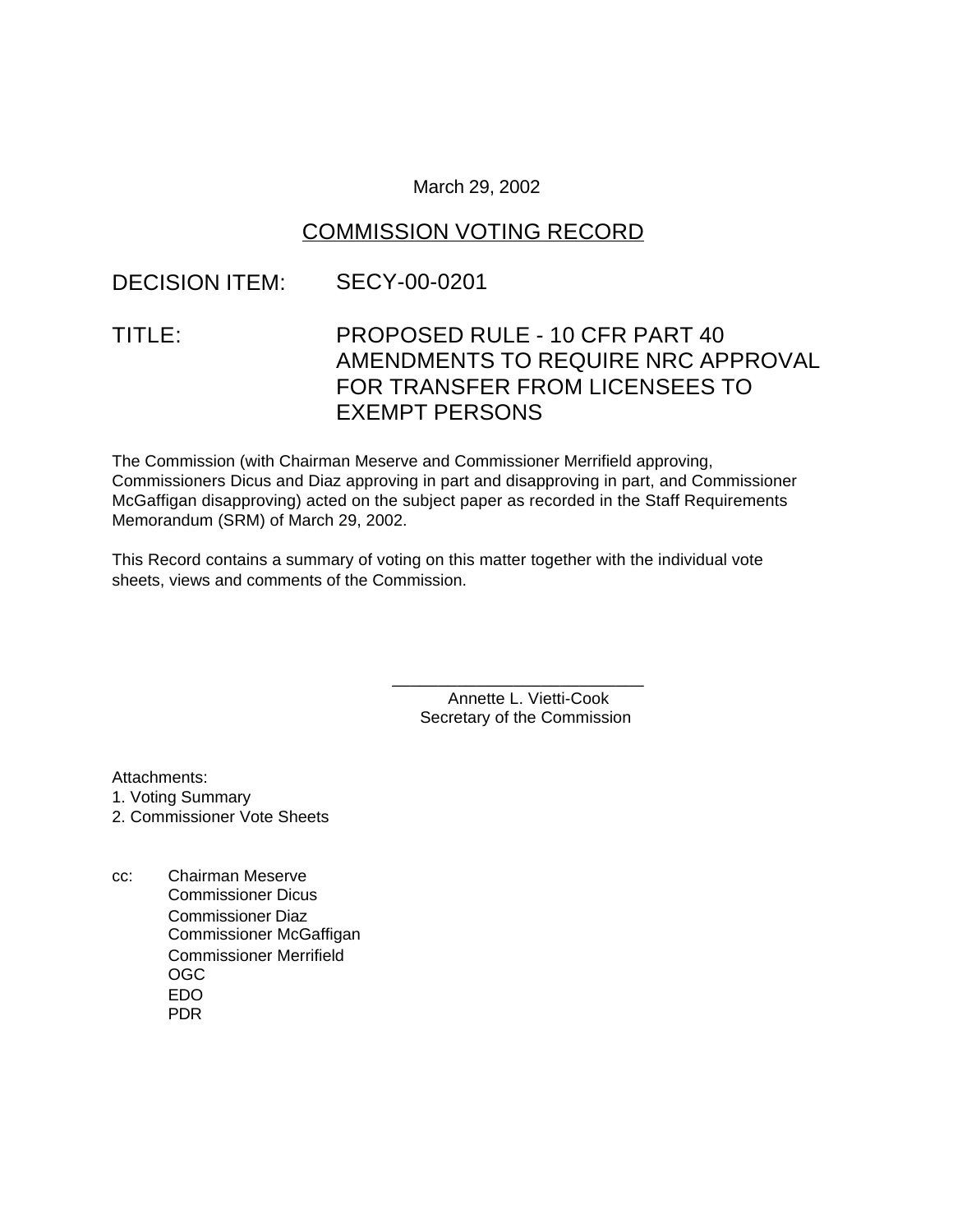March 29, 2002

# COMMISSION VOTING RECORD

**DECISION ITEM:** SECY-00-0201

**TITLE:** PROPOSED RULE - 10 CFR PART 40 AMENDMENTS TO REQUIRE NRC APPROVAL FOR TRANSFER FROM LICENSEES TO EXEMPT PERSONS

The Commission (with Chairman Meserve and Commissioner Merrifield approving, Commissioners Dicus and Diaz approving in part and disapproving in part, and Commissioner McGaffigan disapproving) acted on the subject paper as recorded in the Staff Requirements Memorandum (SRM) of March 29, 2002.

This Record contains a summary of voting on this matter together with the individual vote sheets, views and comments of the Commission.

\_\_\_\_\_\_\_\_\_\_\_\_\_\_\_\_\_\_\_\_\_\_\_\_\_\_\_\_
Annette L. Vietti-Cook
Secretary of the Commission

Attachments:
1. Voting Summary
2. Commissioner Vote Sheets

cc: Chairman Meserve
Commissioner Dicus
Commissioner Diaz
Commissioner McGaffigan
Commissioner Merrifield
OGC
EDO
PDR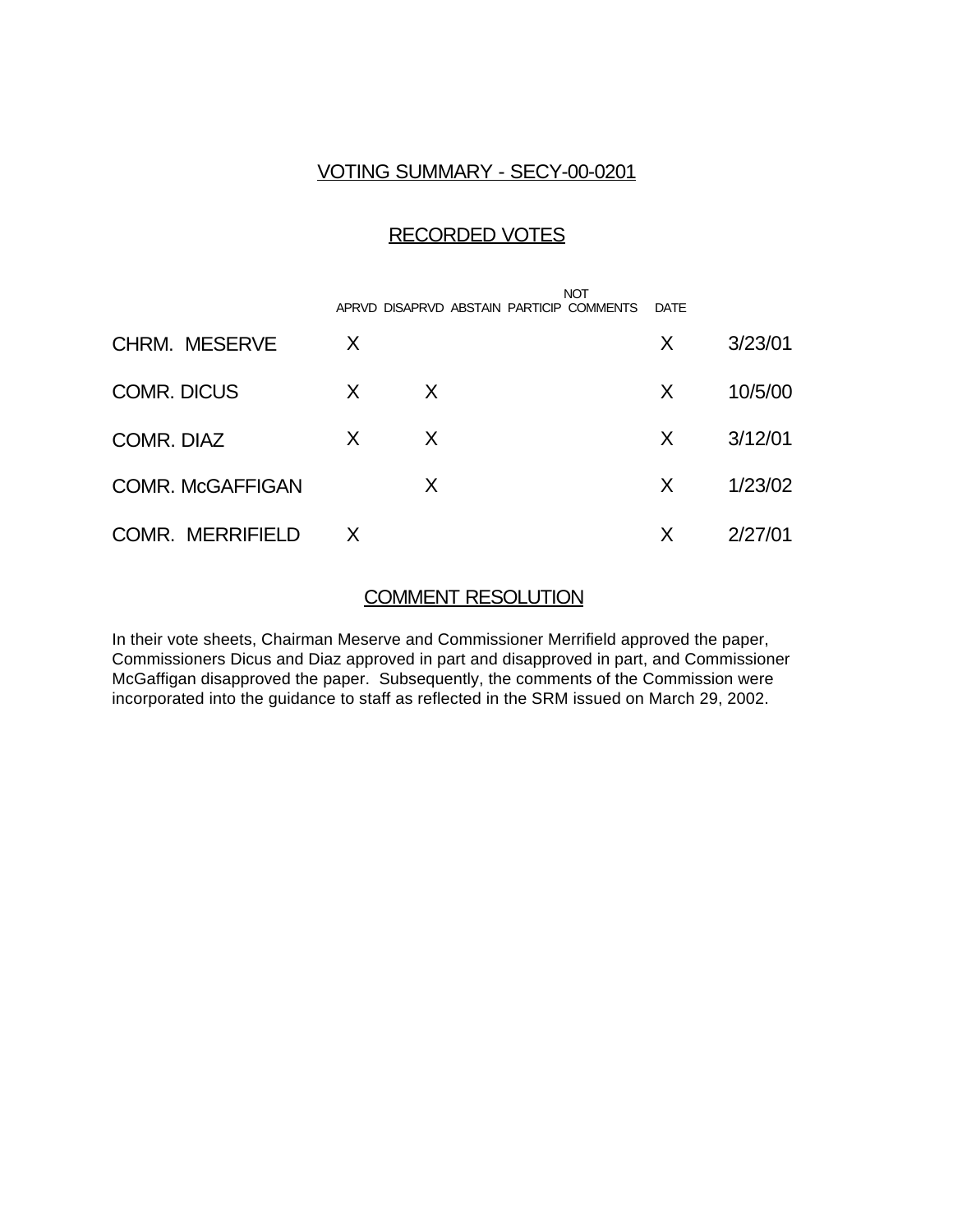## VOTING SUMMARY - SECY-00-0201

### RECORDED VOTES

| | APRVD | DISAPRVD | ABSTAIN | NOT PARTICIP | COMMENTS | DATE |
|---|---|---|---|---|---|---|
| CHRM. MESERVE | X | | | | X | 3/23/01 |
| COMR. DICUS | X | X | | | X | 10/5/00 |
| COMR. DIAZ | X | X | | | X | 3/12/01 |
| COMR. McGAFFIGAN | | X | | | X | 1/23/02 |
| COMR. MERRIFIELD | X | | | | X | 2/27/01 |

### COMMENT RESOLUTION

In their vote sheets, Chairman Meserve and Commissioner Merrifield approved the paper, Commissioners Dicus and Diaz approved in part and disapproved in part, and Commissioner McGaffigan disapproved the paper. Subsequently, the comments of the Commission were incorporated into the guidance to staff as reflected in the SRM issued on March 29, 2002.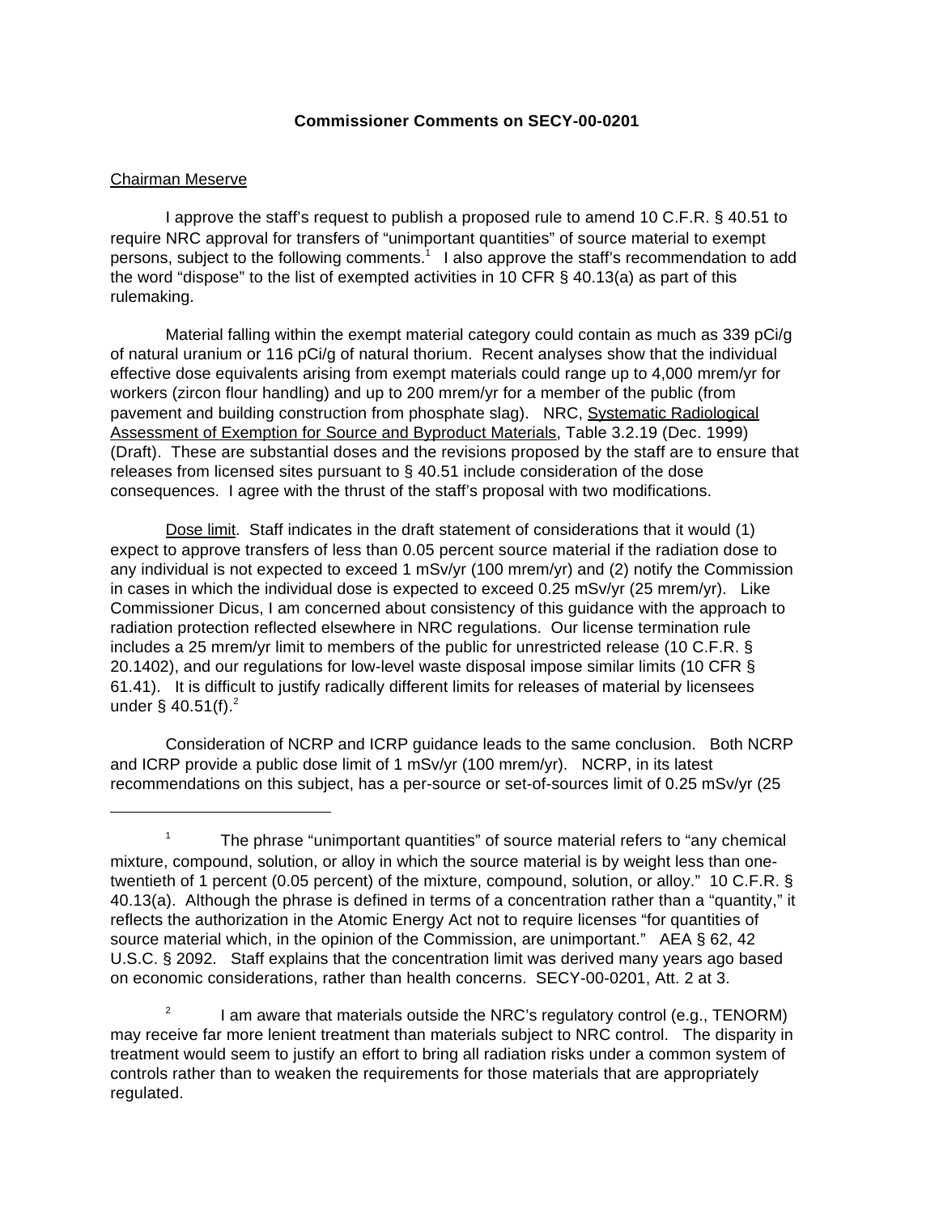**Commissioner Comments on SECY-00-0201**

Chairman Meserve

I approve the staff's request to publish a proposed rule to amend 10 C.F.R. § 40.51 to require NRC approval for transfers of "unimportant quantities" of source material to exempt persons, subject to the following comments.[1] I also approve the staff's recommendation to add the word "dispose" to the list of exempted activities in 10 CFR § 40.13(a) as part of this rulemaking.

Material falling within the exempt material category could contain as much as 339 pCi/g of natural uranium or 116 pCi/g of natural thorium. Recent analyses show that the individual effective dose equivalents arising from exempt materials could range up to 4,000 mrem/yr for workers (zircon flour handling) and up to 200 mrem/yr for a member of the public (from pavement and building construction from phosphate slag). NRC, Systematic Radiological Assessment of Exemption for Source and Byproduct Materials, Table 3.2.19 (Dec. 1999) (Draft). These are substantial doses and the revisions proposed by the staff are to ensure that releases from licensed sites pursuant to § 40.51 include consideration of the dose consequences. I agree with the thrust of the staff's proposal with two modifications.

Dose limit. Staff indicates in the draft statement of considerations that it would (1) expect to approve transfers of less than 0.05 percent source material if the radiation dose to any individual is not expected to exceed 1 mSv/yr (100 mrem/yr) and (2) notify the Commission in cases in which the individual dose is expected to exceed 0.25 mSv/yr (25 mrem/yr). Like Commissioner Dicus, I am concerned about consistency of this guidance with the approach to radiation protection reflected elsewhere in NRC regulations. Our license termination rule includes a 25 mrem/yr limit to members of the public for unrestricted release (10 C.F.R. § 20.1402), and our regulations for low-level waste disposal impose similar limits (10 CFR § 61.41). It is difficult to justify radically different limits for releases of material by licensees under § 40.51(f).[2]

Consideration of NCRP and ICRP guidance leads to the same conclusion. Both NCRP and ICRP provide a public dose limit of 1 mSv/yr (100 mrem/yr). NCRP, in its latest recommendations on this subject, has a per-source or set-of-sources limit of 0.25 mSv/yr (25

---

[1] The phrase "unimportant quantities" of source material refers to "any chemical mixture, compound, solution, or alloy in which the source material is by weight less than one-twentieth of 1 percent (0.05 percent) of the mixture, compound, solution, or alloy." 10 C.F.R. § 40.13(a). Although the phrase is defined in terms of a concentration rather than a "quantity," it reflects the authorization in the Atomic Energy Act not to require licenses "for quantities of source material which, in the opinion of the Commission, are unimportant." AEA § 62, 42 U.S.C. § 2092. Staff explains that the concentration limit was derived many years ago based on economic considerations, rather than health concerns. SECY-00-0201, Att. 2 at 3.

[2] I am aware that materials outside the NRC's regulatory control (e.g., TENORM) may receive far more lenient treatment than materials subject to NRC control. The disparity in treatment would seem to justify an effort to bring all radiation risks under a common system of controls rather than to weaken the requirements for those materials that are appropriately regulated.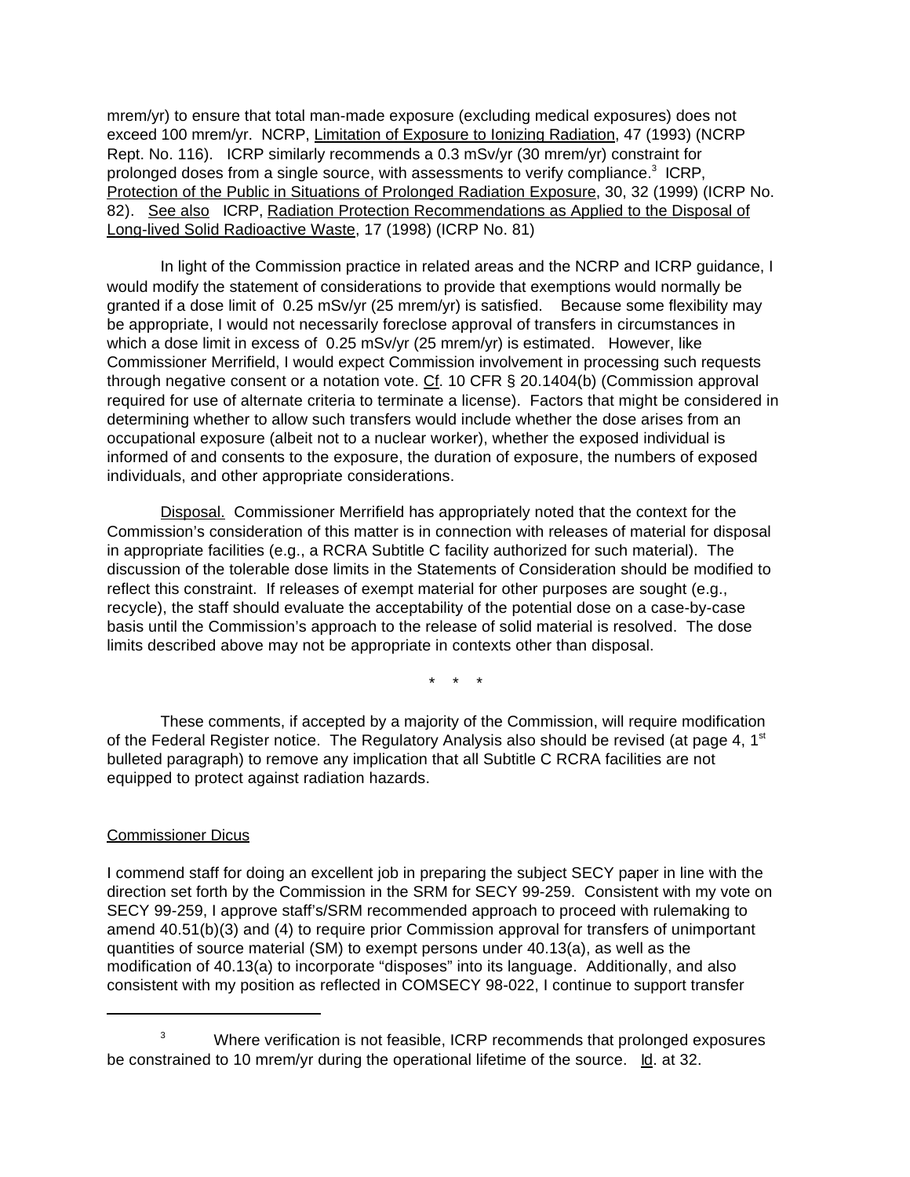mrem/yr) to ensure that total man-made exposure (excluding medical exposures) does not exceed 100 mrem/yr. NCRP, Limitation of Exposure to Ionizing Radiation, 47 (1993) (NCRP Rept. No. 116). ICRP similarly recommends a 0.3 mSv/yr (30 mrem/yr) constraint for prolonged doses from a single source, with assessments to verify compliance.[3] ICRP, Protection of the Public in Situations of Prolonged Radiation Exposure, 30, 32 (1999) (ICRP No. 82). See also ICRP, Radiation Protection Recommendations as Applied to the Disposal of Long-lived Solid Radioactive Waste, 17 (1998) (ICRP No. 81)

In light of the Commission practice in related areas and the NCRP and ICRP guidance, I would modify the statement of considerations to provide that exemptions would normally be granted if a dose limit of 0.25 mSv/yr (25 mrem/yr) is satisfied. Because some flexibility may be appropriate, I would not necessarily foreclose approval of transfers in circumstances in which a dose limit in excess of 0.25 mSv/yr (25 mrem/yr) is estimated. However, like Commissioner Merrifield, I would expect Commission involvement in processing such requests through negative consent or a notation vote. Cf. 10 CFR § 20.1404(b) (Commission approval required for use of alternate criteria to terminate a license). Factors that might be considered in determining whether to allow such transfers would include whether the dose arises from an occupational exposure (albeit not to a nuclear worker), whether the exposed individual is informed of and consents to the exposure, the duration of exposure, the numbers of exposed individuals, and other appropriate considerations.

Disposal. Commissioner Merrifield has appropriately noted that the context for the Commission's consideration of this matter is in connection with releases of material for disposal in appropriate facilities (e.g., a RCRA Subtitle C facility authorized for such material). The discussion of the tolerable dose limits in the Statements of Consideration should be modified to reflect this constraint. If releases of exempt material for other purposes are sought (e.g., recycle), the staff should evaluate the acceptability of the potential dose on a case-by-case basis until the Commission's approach to the release of solid material is resolved. The dose limits described above may not be appropriate in contexts other than disposal.

\* \* \*

These comments, if accepted by a majority of the Commission, will require modification of the Federal Register notice. The Regulatory Analysis also should be revised (at page 4, 1st bulleted paragraph) to remove any implication that all Subtitle C RCRA facilities are not equipped to protect against radiation hazards.

Commissioner Dicus

I commend staff for doing an excellent job in preparing the subject SECY paper in line with the direction set forth by the Commission in the SRM for SECY 99-259. Consistent with my vote on SECY 99-259, I approve staff's/SRM recommended approach to proceed with rulemaking to amend 40.51(b)(3) and (4) to require prior Commission approval for transfers of unimportant quantities of source material (SM) to exempt persons under 40.13(a), as well as the modification of 40.13(a) to incorporate "disposes" into its language. Additionally, and also consistent with my position as reflected in COMSECY 98-022, I continue to support transfer

---

[3] Where verification is not feasible, ICRP recommends that prolonged exposures be constrained to 10 mrem/yr during the operational lifetime of the source. Id. at 32.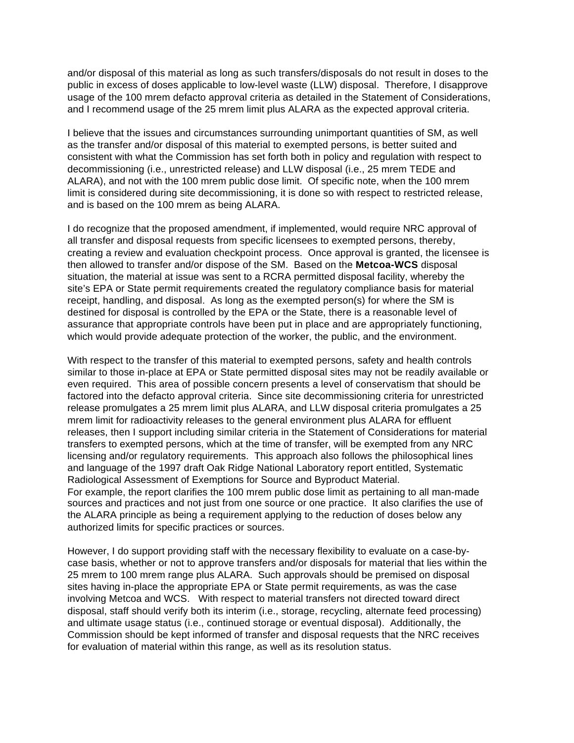and/or disposal of this material as long as such transfers/disposals do not result in doses to the public in excess of doses applicable to low-level waste (LLW) disposal. Therefore, I disapprove usage of the 100 mrem defacto approval criteria as detailed in the Statement of Considerations, and I recommend usage of the 25 mrem limit plus ALARA as the expected approval criteria.

I believe that the issues and circumstances surrounding unimportant quantities of SM, as well as the transfer and/or disposal of this material to exempted persons, is better suited and consistent with what the Commission has set forth both in policy and regulation with respect to decommissioning (i.e., unrestricted release) and LLW disposal (i.e., 25 mrem TEDE and ALARA), and not with the 100 mrem public dose limit. Of specific note, when the 100 mrem limit is considered during site decommissioning, it is done so with respect to restricted release, and is based on the 100 mrem as being ALARA.

I do recognize that the proposed amendment, if implemented, would require NRC approval of all transfer and disposal requests from specific licensees to exempted persons, thereby, creating a review and evaluation checkpoint process. Once approval is granted, the licensee is then allowed to transfer and/or dispose of the SM. Based on the **Metcoa-WCS** disposal situation, the material at issue was sent to a RCRA permitted disposal facility, whereby the site's EPA or State permit requirements created the regulatory compliance basis for material receipt, handling, and disposal. As long as the exempted person(s) for where the SM is destined for disposal is controlled by the EPA or the State, there is a reasonable level of assurance that appropriate controls have been put in place and are appropriately functioning, which would provide adequate protection of the worker, the public, and the environment.

With respect to the transfer of this material to exempted persons, safety and health controls similar to those in-place at EPA or State permitted disposal sites may not be readily available or even required. This area of possible concern presents a level of conservatism that should be factored into the defacto approval criteria. Since site decommissioning criteria for unrestricted release promulgates a 25 mrem limit plus ALARA, and LLW disposal criteria promulgates a 25 mrem limit for radioactivity releases to the general environment plus ALARA for effluent releases, then I support including similar criteria in the Statement of Considerations for material transfers to exempted persons, which at the time of transfer, will be exempted from any NRC licensing and/or regulatory requirements. This approach also follows the philosophical lines and language of the 1997 draft Oak Ridge National Laboratory report entitled, Systematic Radiological Assessment of Exemptions for Source and Byproduct Material. For example, the report clarifies the 100 mrem public dose limit as pertaining to all man-made sources and practices and not just from one source or one practice. It also clarifies the use of the ALARA principle as being a requirement applying to the reduction of doses below any authorized limits for specific practices or sources.

However, I do support providing staff with the necessary flexibility to evaluate on a case-by-case basis, whether or not to approve transfers and/or disposals for material that lies within the 25 mrem to 100 mrem range plus ALARA. Such approvals should be premised on disposal sites having in-place the appropriate EPA or State permit requirements, as was the case involving Metcoa and WCS. With respect to material transfers not directed toward direct disposal, staff should verify both its interim (i.e., storage, recycling, alternate feed processing) and ultimate usage status (i.e., continued storage or eventual disposal). Additionally, the Commission should be kept informed of transfer and disposal requests that the NRC receives for evaluation of material within this range, as well as its resolution status.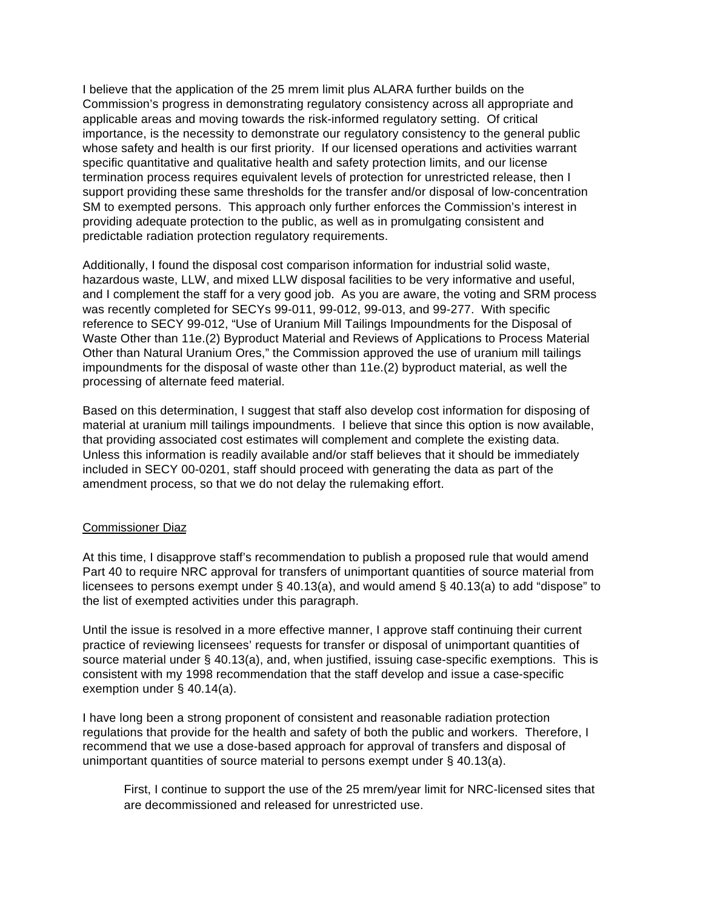I believe that the application of the 25 mrem limit plus ALARA further builds on the Commission's progress in demonstrating regulatory consistency across all appropriate and applicable areas and moving towards the risk-informed regulatory setting. Of critical importance, is the necessity to demonstrate our regulatory consistency to the general public whose safety and health is our first priority. If our licensed operations and activities warrant specific quantitative and qualitative health and safety protection limits, and our license termination process requires equivalent levels of protection for unrestricted release, then I support providing these same thresholds for the transfer and/or disposal of low-concentration SM to exempted persons. This approach only further enforces the Commission's interest in providing adequate protection to the public, as well as in promulgating consistent and predictable radiation protection regulatory requirements.

Additionally, I found the disposal cost comparison information for industrial solid waste, hazardous waste, LLW, and mixed LLW disposal facilities to be very informative and useful, and I complement the staff for a very good job. As you are aware, the voting and SRM process was recently completed for SECYs 99-011, 99-012, 99-013, and 99-277. With specific reference to SECY 99-012, "Use of Uranium Mill Tailings Impoundments for the Disposal of Waste Other than 11e.(2) Byproduct Material and Reviews of Applications to Process Material Other than Natural Uranium Ores," the Commission approved the use of uranium mill tailings impoundments for the disposal of waste other than 11e.(2) byproduct material, as well the processing of alternate feed material.

Based on this determination, I suggest that staff also develop cost information for disposing of material at uranium mill tailings impoundments. I believe that since this option is now available, that providing associated cost estimates will complement and complete the existing data. Unless this information is readily available and/or staff believes that it should be immediately included in SECY 00-0201, staff should proceed with generating the data as part of the amendment process, so that we do not delay the rulemaking effort.

Commissioner Diaz

At this time, I disapprove staff's recommendation to publish a proposed rule that would amend Part 40 to require NRC approval for transfers of unimportant quantities of source material from licensees to persons exempt under § 40.13(a), and would amend § 40.13(a) to add "dispose" to the list of exempted activities under this paragraph.

Until the issue is resolved in a more effective manner, I approve staff continuing their current practice of reviewing licensees' requests for transfer or disposal of unimportant quantities of source material under § 40.13(a), and, when justified, issuing case-specific exemptions. This is consistent with my 1998 recommendation that the staff develop and issue a case-specific exemption under § 40.14(a).

I have long been a strong proponent of consistent and reasonable radiation protection regulations that provide for the health and safety of both the public and workers. Therefore, I recommend that we use a dose-based approach for approval of transfers and disposal of unimportant quantities of source material to persons exempt under § 40.13(a).

> First, I continue to support the use of the 25 mrem/year limit for NRC-licensed sites that are decommissioned and released for unrestricted use.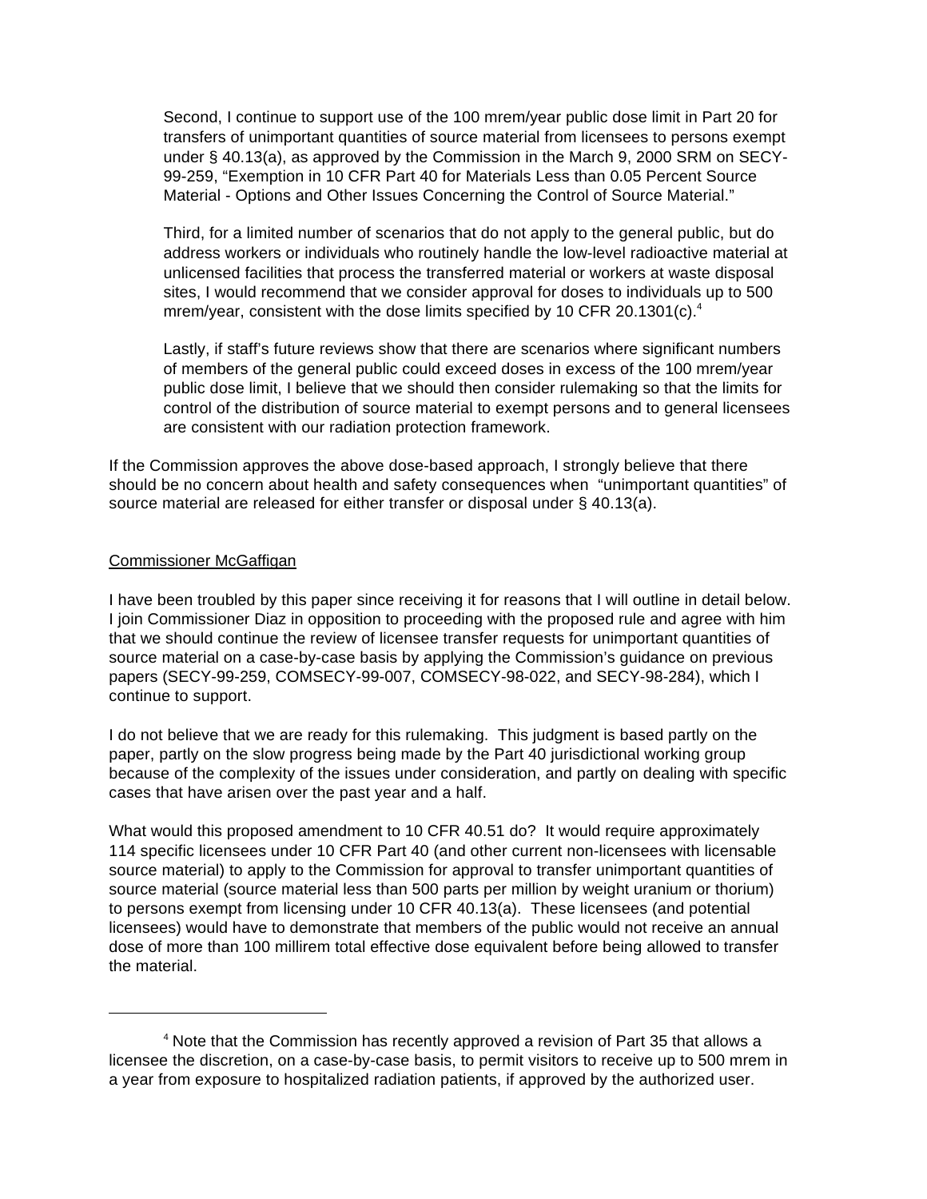Second, I continue to support use of the 100 mrem/year public dose limit in Part 20 for transfers of unimportant quantities of source material from licensees to persons exempt under § 40.13(a), as approved by the Commission in the March 9, 2000 SRM on SECY-99-259, "Exemption in 10 CFR Part 40 for Materials Less than 0.05 Percent Source Material - Options and Other Issues Concerning the Control of Source Material."

Third, for a limited number of scenarios that do not apply to the general public, but do address workers or individuals who routinely handle the low-level radioactive material at unlicensed facilities that process the transferred material or workers at waste disposal sites, I would recommend that we consider approval for doses to individuals up to 500 mrem/year, consistent with the dose limits specified by 10 CFR 20.1301(c).[4]

Lastly, if staff's future reviews show that there are scenarios where significant numbers of members of the general public could exceed doses in excess of the 100 mrem/year public dose limit, I believe that we should then consider rulemaking so that the limits for control of the distribution of source material to exempt persons and to general licensees are consistent with our radiation protection framework.

If the Commission approves the above dose-based approach, I strongly believe that there should be no concern about health and safety consequences when "unimportant quantities" of source material are released for either transfer or disposal under § 40.13(a).

<u>Commissioner McGaffigan</u>

I have been troubled by this paper since receiving it for reasons that I will outline in detail below. I join Commissioner Diaz in opposition to proceeding with the proposed rule and agree with him that we should continue the review of licensee transfer requests for unimportant quantities of source material on a case-by-case basis by applying the Commission's guidance on previous papers (SECY-99-259, COMSECY-99-007, COMSECY-98-022, and SECY-98-284), which I continue to support.

I do not believe that we are ready for this rulemaking. This judgment is based partly on the paper, partly on the slow progress being made by the Part 40 jurisdictional working group because of the complexity of the issues under consideration, and partly on dealing with specific cases that have arisen over the past year and a half.

What would this proposed amendment to 10 CFR 40.51 do? It would require approximately 114 specific licensees under 10 CFR Part 40 (and other current non-licensees with licensable source material) to apply to the Commission for approval to transfer unimportant quantities of source material (source material less than 500 parts per million by weight uranium or thorium) to persons exempt from licensing under 10 CFR 40.13(a). These licensees (and potential licensees) would have to demonstrate that members of the public would not receive an annual dose of more than 100 millirem total effective dose equivalent before being allowed to transfer the material.

[4] Note that the Commission has recently approved a revision of Part 35 that allows a licensee the discretion, on a case-by-case basis, to permit visitors to receive up to 500 mrem in a year from exposure to hospitalized radiation patients, if approved by the authorized user.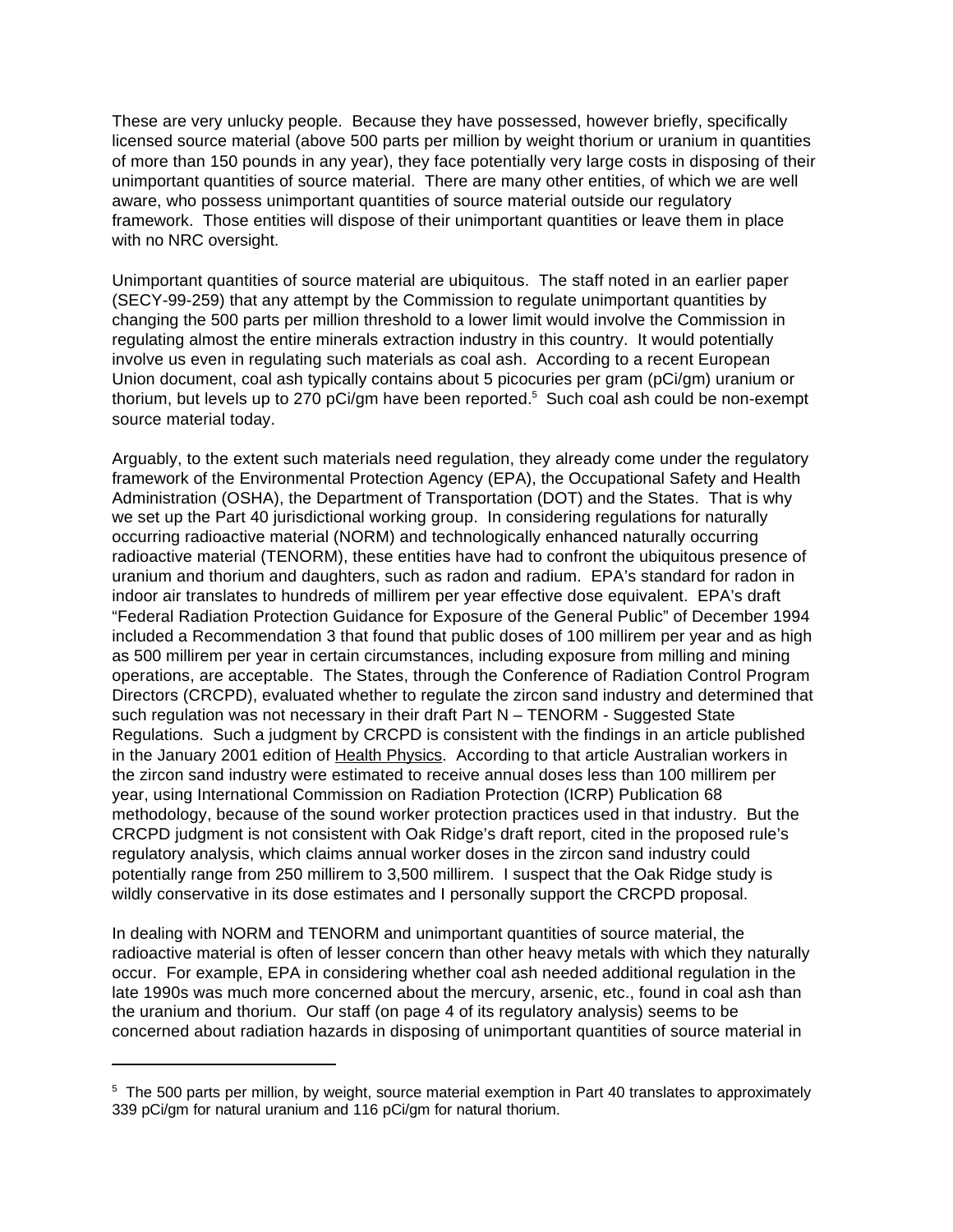These are very unlucky people. Because they have possessed, however briefly, specifically licensed source material (above 500 parts per million by weight thorium or uranium in quantities of more than 150 pounds in any year), they face potentially very large costs in disposing of their unimportant quantities of source material. There are many other entities, of which we are well aware, who possess unimportant quantities of source material outside our regulatory framework. Those entities will dispose of their unimportant quantities or leave them in place with no NRC oversight.

Unimportant quantities of source material are ubiquitous. The staff noted in an earlier paper (SECY-99-259) that any attempt by the Commission to regulate unimportant quantities by changing the 500 parts per million threshold to a lower limit would involve the Commission in regulating almost the entire minerals extraction industry in this country. It would potentially involve us even in regulating such materials as coal ash. According to a recent European Union document, coal ash typically contains about 5 picocuries per gram (pCi/gm) uranium or thorium, but levels up to 270 pCi/gm have been reported.[5] Such coal ash could be non-exempt source material today.

Arguably, to the extent such materials need regulation, they already come under the regulatory framework of the Environmental Protection Agency (EPA), the Occupational Safety and Health Administration (OSHA), the Department of Transportation (DOT) and the States. That is why we set up the Part 40 jurisdictional working group. In considering regulations for naturally occurring radioactive material (NORM) and technologically enhanced naturally occurring radioactive material (TENORM), these entities have had to confront the ubiquitous presence of uranium and thorium and daughters, such as radon and radium. EPA's standard for radon in indoor air translates to hundreds of millirem per year effective dose equivalent. EPA's draft "Federal Radiation Protection Guidance for Exposure of the General Public" of December 1994 included a Recommendation 3 that found that public doses of 100 millirem per year and as high as 500 millirem per year in certain circumstances, including exposure from milling and mining operations, are acceptable. The States, through the Conference of Radiation Control Program Directors (CRCPD), evaluated whether to regulate the zircon sand industry and determined that such regulation was not necessary in their draft Part N – TENORM - Suggested State Regulations. Such a judgment by CRCPD is consistent with the findings in an article published in the January 2001 edition of Health Physics. According to that article Australian workers in the zircon sand industry were estimated to receive annual doses less than 100 millirem per year, using International Commission on Radiation Protection (ICRP) Publication 68 methodology, because of the sound worker protection practices used in that industry. But the CRCPD judgment is not consistent with Oak Ridge's draft report, cited in the proposed rule's regulatory analysis, which claims annual worker doses in the zircon sand industry could potentially range from 250 millirem to 3,500 millirem. I suspect that the Oak Ridge study is wildly conservative in its dose estimates and I personally support the CRCPD proposal.

In dealing with NORM and TENORM and unimportant quantities of source material, the radioactive material is often of lesser concern than other heavy metals with which they naturally occur. For example, EPA in considering whether coal ash needed additional regulation in the late 1990s was much more concerned about the mercury, arsenic, etc., found in coal ash than the uranium and thorium. Our staff (on page 4 of its regulatory analysis) seems to be concerned about radiation hazards in disposing of unimportant quantities of source material in

---

[5] The 500 parts per million, by weight, source material exemption in Part 40 translates to approximately 339 pCi/gm for natural uranium and 116 pCi/gm for natural thorium.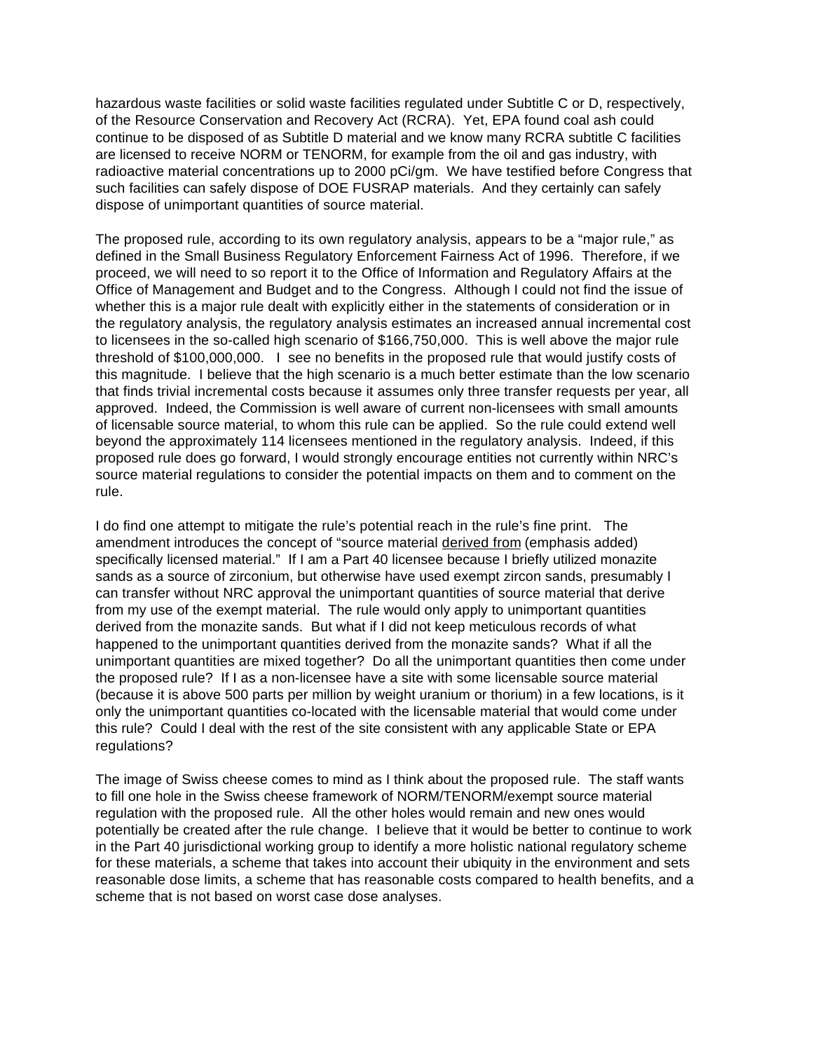hazardous waste facilities or solid waste facilities regulated under Subtitle C or D, respectively, of the Resource Conservation and Recovery Act (RCRA). Yet, EPA found coal ash could continue to be disposed of as Subtitle D material and we know many RCRA subtitle C facilities are licensed to receive NORM or TENORM, for example from the oil and gas industry, with radioactive material concentrations up to 2000 pCi/gm. We have testified before Congress that such facilities can safely dispose of DOE FUSRAP materials. And they certainly can safely dispose of unimportant quantities of source material.

The proposed rule, according to its own regulatory analysis, appears to be a "major rule," as defined in the Small Business Regulatory Enforcement Fairness Act of 1996. Therefore, if we proceed, we will need to so report it to the Office of Information and Regulatory Affairs at the Office of Management and Budget and to the Congress. Although I could not find the issue of whether this is a major rule dealt with explicitly either in the statements of consideration or in the regulatory analysis, the regulatory analysis estimates an increased annual incremental cost to licensees in the so-called high scenario of $166,750,000. This is well above the major rule threshold of $100,000,000. I see no benefits in the proposed rule that would justify costs of this magnitude. I believe that the high scenario is a much better estimate than the low scenario that finds trivial incremental costs because it assumes only three transfer requests per year, all approved. Indeed, the Commission is well aware of current non-licensees with small amounts of licensable source material, to whom this rule can be applied. So the rule could extend well beyond the approximately 114 licensees mentioned in the regulatory analysis. Indeed, if this proposed rule does go forward, I would strongly encourage entities not currently within NRC's source material regulations to consider the potential impacts on them and to comment on the rule.

I do find one attempt to mitigate the rule's potential reach in the rule's fine print. The amendment introduces the concept of "source material <u>derived from</u> (emphasis added) specifically licensed material." If I am a Part 40 licensee because I briefly utilized monazite sands as a source of zirconium, but otherwise have used exempt zircon sands, presumably I can transfer without NRC approval the unimportant quantities of source material that derive from my use of the exempt material. The rule would only apply to unimportant quantities derived from the monazite sands. But what if I did not keep meticulous records of what happened to the unimportant quantities derived from the monazite sands? What if all the unimportant quantities are mixed together? Do all the unimportant quantities then come under the proposed rule? If I as a non-licensee have a site with some licensable source material (because it is above 500 parts per million by weight uranium or thorium) in a few locations, is it only the unimportant quantities co-located with the licensable material that would come under this rule? Could I deal with the rest of the site consistent with any applicable State or EPA regulations?

The image of Swiss cheese comes to mind as I think about the proposed rule. The staff wants to fill one hole in the Swiss cheese framework of NORM/TENORM/exempt source material regulation with the proposed rule. All the other holes would remain and new ones would potentially be created after the rule change. I believe that it would be better to continue to work in the Part 40 jurisdictional working group to identify a more holistic national regulatory scheme for these materials, a scheme that takes into account their ubiquity in the environment and sets reasonable dose limits, a scheme that has reasonable costs compared to health benefits, and a scheme that is not based on worst case dose analyses.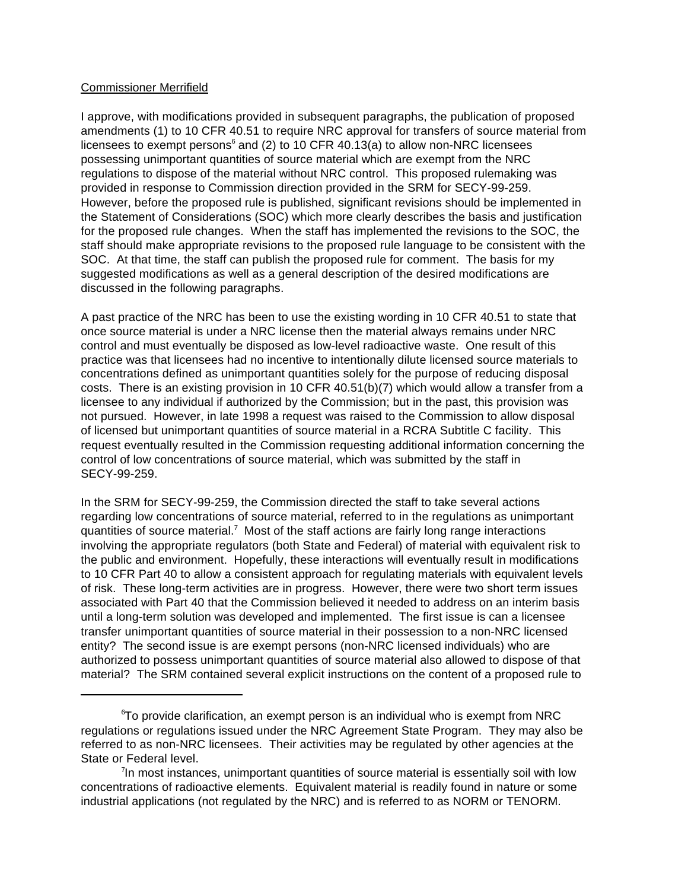Commissioner Merrifield

I approve, with modifications provided in subsequent paragraphs, the publication of proposed amendments (1) to 10 CFR 40.51 to require NRC approval for transfers of source material from licensees to exempt persons[6] and (2) to 10 CFR 40.13(a) to allow non-NRC licensees possessing unimportant quantities of source material which are exempt from the NRC regulations to dispose of the material without NRC control. This proposed rulemaking was provided in response to Commission direction provided in the SRM for SECY-99-259. However, before the proposed rule is published, significant revisions should be implemented in the Statement of Considerations (SOC) which more clearly describes the basis and justification for the proposed rule changes. When the staff has implemented the revisions to the SOC, the staff should make appropriate revisions to the proposed rule language to be consistent with the SOC. At that time, the staff can publish the proposed rule for comment. The basis for my suggested modifications as well as a general description of the desired modifications are discussed in the following paragraphs.

A past practice of the NRC has been to use the existing wording in 10 CFR 40.51 to state that once source material is under a NRC license then the material always remains under NRC control and must eventually be disposed as low-level radioactive waste. One result of this practice was that licensees had no incentive to intentionally dilute licensed source materials to concentrations defined as unimportant quantities solely for the purpose of reducing disposal costs. There is an existing provision in 10 CFR 40.51(b)(7) which would allow a transfer from a licensee to any individual if authorized by the Commission; but in the past, this provision was not pursued. However, in late 1998 a request was raised to the Commission to allow disposal of licensed but unimportant quantities of source material in a RCRA Subtitle C facility. This request eventually resulted in the Commission requesting additional information concerning the control of low concentrations of source material, which was submitted by the staff in SECY-99-259.

In the SRM for SECY-99-259, the Commission directed the staff to take several actions regarding low concentrations of source material, referred to in the regulations as unimportant quantities of source material.[7] Most of the staff actions are fairly long range interactions involving the appropriate regulators (both State and Federal) of material with equivalent risk to the public and environment. Hopefully, these interactions will eventually result in modifications to 10 CFR Part 40 to allow a consistent approach for regulating materials with equivalent levels of risk. These long-term activities are in progress. However, there were two short term issues associated with Part 40 that the Commission believed it needed to address on an interim basis until a long-term solution was developed and implemented. The first issue is can a licensee transfer unimportant quantities of source material in their possession to a non-NRC licensed entity? The second issue is are exempt persons (non-NRC licensed individuals) who are authorized to possess unimportant quantities of source material also allowed to dispose of that material? The SRM contained several explicit instructions on the content of a proposed rule to

---

[6] To provide clarification, an exempt person is an individual who is exempt from NRC regulations or regulations issued under the NRC Agreement State Program. They may also be referred to as non-NRC licensees. Their activities may be regulated by other agencies at the State or Federal level.

[7] In most instances, unimportant quantities of source material is essentially soil with low concentrations of radioactive elements. Equivalent material is readily found in nature or some industrial applications (not regulated by the NRC) and is referred to as NORM or TENORM.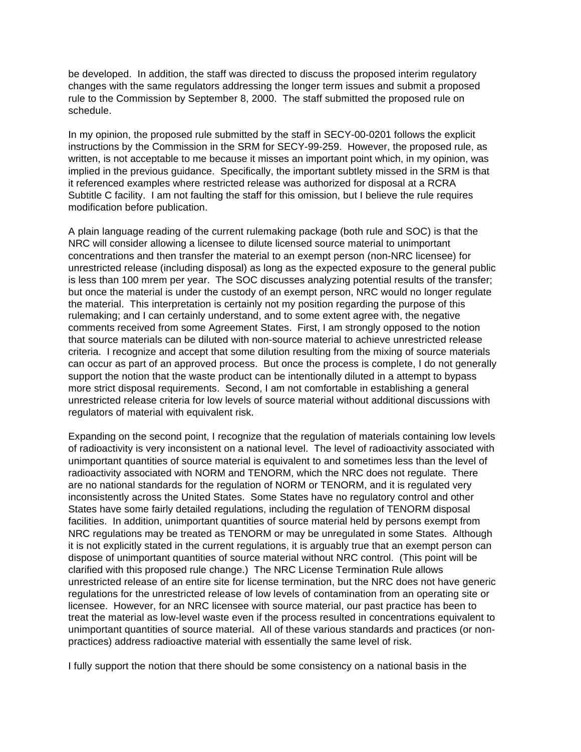be developed. In addition, the staff was directed to discuss the proposed interim regulatory changes with the same regulators addressing the longer term issues and submit a proposed rule to the Commission by September 8, 2000. The staff submitted the proposed rule on schedule.

In my opinion, the proposed rule submitted by the staff in SECY-00-0201 follows the explicit instructions by the Commission in the SRM for SECY-99-259. However, the proposed rule, as written, is not acceptable to me because it misses an important point which, in my opinion, was implied in the previous guidance. Specifically, the important subtlety missed in the SRM is that it referenced examples where restricted release was authorized for disposal at a RCRA Subtitle C facility. I am not faulting the staff for this omission, but I believe the rule requires modification before publication.

A plain language reading of the current rulemaking package (both rule and SOC) is that the NRC will consider allowing a licensee to dilute licensed source material to unimportant concentrations and then transfer the material to an exempt person (non-NRC licensee) for unrestricted release (including disposal) as long as the expected exposure to the general public is less than 100 mrem per year. The SOC discusses analyzing potential results of the transfer; but once the material is under the custody of an exempt person, NRC would no longer regulate the material. This interpretation is certainly not my position regarding the purpose of this rulemaking; and I can certainly understand, and to some extent agree with, the negative comments received from some Agreement States. First, I am strongly opposed to the notion that source materials can be diluted with non-source material to achieve unrestricted release criteria. I recognize and accept that some dilution resulting from the mixing of source materials can occur as part of an approved process. But once the process is complete, I do not generally support the notion that the waste product can be intentionally diluted in a attempt to bypass more strict disposal requirements. Second, I am not comfortable in establishing a general unrestricted release criteria for low levels of source material without additional discussions with regulators of material with equivalent risk.

Expanding on the second point, I recognize that the regulation of materials containing low levels of radioactivity is very inconsistent on a national level. The level of radioactivity associated with unimportant quantities of source material is equivalent to and sometimes less than the level of radioactivity associated with NORM and TENORM, which the NRC does not regulate. There are no national standards for the regulation of NORM or TENORM, and it is regulated very inconsistently across the United States. Some States have no regulatory control and other States have some fairly detailed regulations, including the regulation of TENORM disposal facilities. In addition, unimportant quantities of source material held by persons exempt from NRC regulations may be treated as TENORM or may be unregulated in some States. Although it is not explicitly stated in the current regulations, it is arguably true that an exempt person can dispose of unimportant quantities of source material without NRC control. (This point will be clarified with this proposed rule change.) The NRC License Termination Rule allows unrestricted release of an entire site for license termination, but the NRC does not have generic regulations for the unrestricted release of low levels of contamination from an operating site or licensee. However, for an NRC licensee with source material, our past practice has been to treat the material as low-level waste even if the process resulted in concentrations equivalent to unimportant quantities of source material. All of these various standards and practices (or non-practices) address radioactive material with essentially the same level of risk.

I fully support the notion that there should be some consistency on a national basis in the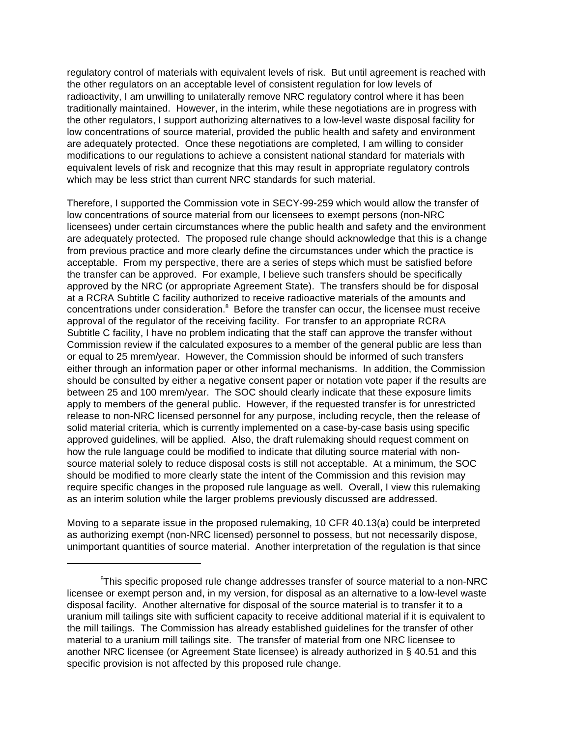regulatory control of materials with equivalent levels of risk. But until agreement is reached with the other regulators on an acceptable level of consistent regulation for low levels of radioactivity, I am unwilling to unilaterally remove NRC regulatory control where it has been traditionally maintained. However, in the interim, while these negotiations are in progress with the other regulators, I support authorizing alternatives to a low-level waste disposal facility for low concentrations of source material, provided the public health and safety and environment are adequately protected. Once these negotiations are completed, I am willing to consider modifications to our regulations to achieve a consistent national standard for materials with equivalent levels of risk and recognize that this may result in appropriate regulatory controls which may be less strict than current NRC standards for such material.

Therefore, I supported the Commission vote in SECY-99-259 which would allow the transfer of low concentrations of source material from our licensees to exempt persons (non-NRC licensees) under certain circumstances where the public health and safety and the environment are adequately protected. The proposed rule change should acknowledge that this is a change from previous practice and more clearly define the circumstances under which the practice is acceptable. From my perspective, there are a series of steps which must be satisfied before the transfer can be approved. For example, I believe such transfers should be specifically approved by the NRC (or appropriate Agreement State). The transfers should be for disposal at a RCRA Subtitle C facility authorized to receive radioactive materials of the amounts and concentrations under consideration.[8] Before the transfer can occur, the licensee must receive approval of the regulator of the receiving facility. For transfer to an appropriate RCRA Subtitle C facility, I have no problem indicating that the staff can approve the transfer without Commission review if the calculated exposures to a member of the general public are less than or equal to 25 mrem/year. However, the Commission should be informed of such transfers either through an information paper or other informal mechanisms. In addition, the Commission should be consulted by either a negative consent paper or notation vote paper if the results are between 25 and 100 mrem/year. The SOC should clearly indicate that these exposure limits apply to members of the general public. However, if the requested transfer is for unrestricted release to non-NRC licensed personnel for any purpose, including recycle, then the release of solid material criteria, which is currently implemented on a case-by-case basis using specific approved guidelines, will be applied. Also, the draft rulemaking should request comment on how the rule language could be modified to indicate that diluting source material with non-source material solely to reduce disposal costs is still not acceptable. At a minimum, the SOC should be modified to more clearly state the intent of the Commission and this revision may require specific changes in the proposed rule language as well. Overall, I view this rulemaking as an interim solution while the larger problems previously discussed are addressed.

Moving to a separate issue in the proposed rulemaking, 10 CFR 40.13(a) could be interpreted as authorizing exempt (non-NRC licensed) personnel to possess, but not necessarily dispose, unimportant quantities of source material. Another interpretation of the regulation is that since

[8] This specific proposed rule change addresses transfer of source material to a non-NRC licensee or exempt person and, in my version, for disposal as an alternative to a low-level waste disposal facility. Another alternative for disposal of the source material is to transfer it to a uranium mill tailings site with sufficient capacity to receive additional material if it is equivalent to the mill tailings. The Commission has already established guidelines for the transfer of other material to a uranium mill tailings site. The transfer of material from one NRC licensee to another NRC licensee (or Agreement State licensee) is already authorized in § 40.51 and this specific provision is not affected by this proposed rule change.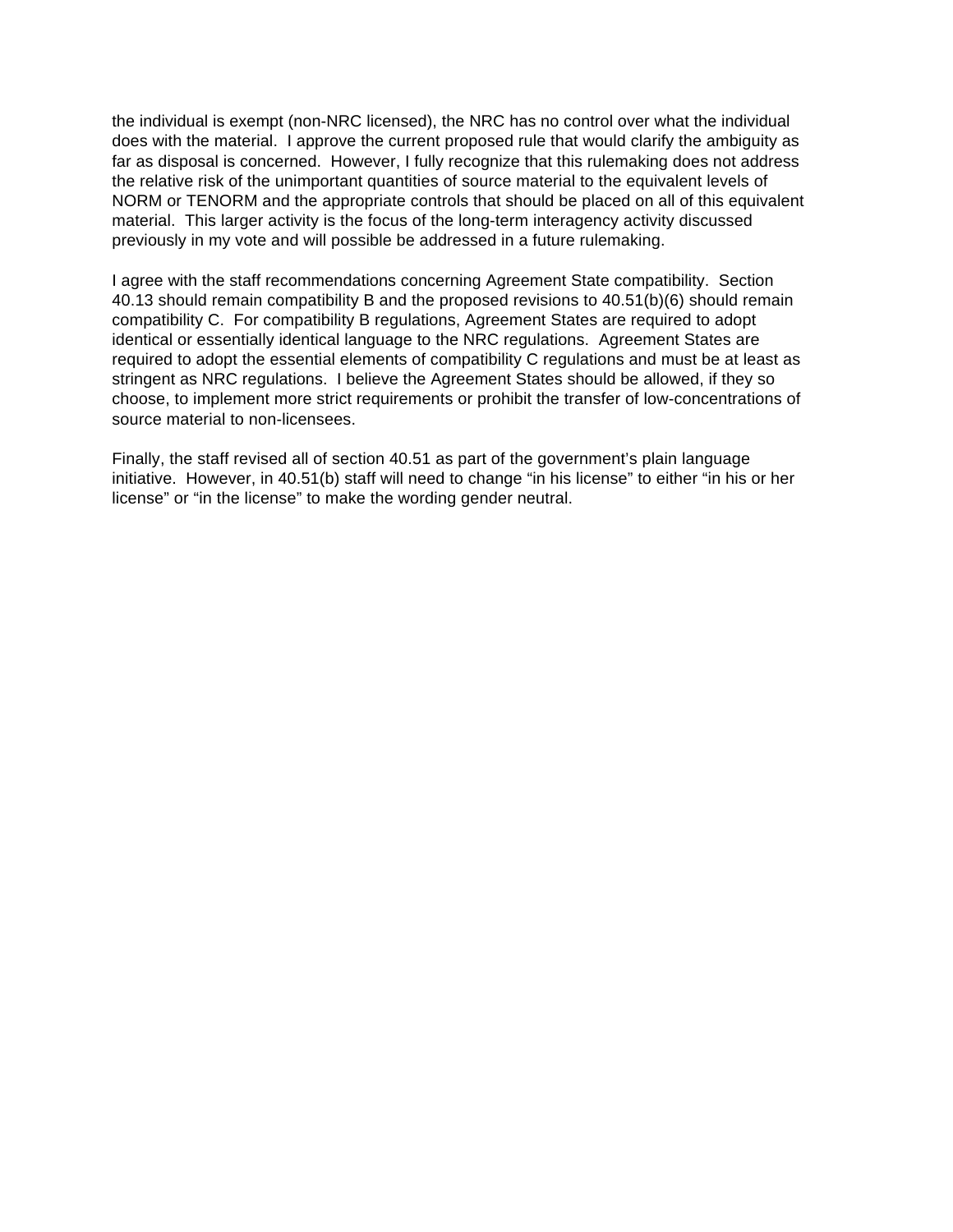the individual is exempt (non-NRC licensed), the NRC has no control over what the individual does with the material. I approve the current proposed rule that would clarify the ambiguity as far as disposal is concerned. However, I fully recognize that this rulemaking does not address the relative risk of the unimportant quantities of source material to the equivalent levels of NORM or TENORM and the appropriate controls that should be placed on all of this equivalent material. This larger activity is the focus of the long-term interagency activity discussed previously in my vote and will possible be addressed in a future rulemaking.

I agree with the staff recommendations concerning Agreement State compatibility. Section 40.13 should remain compatibility B and the proposed revisions to 40.51(b)(6) should remain compatibility C. For compatibility B regulations, Agreement States are required to adopt identical or essentially identical language to the NRC regulations. Agreement States are required to adopt the essential elements of compatibility C regulations and must be at least as stringent as NRC regulations. I believe the Agreement States should be allowed, if they so choose, to implement more strict requirements or prohibit the transfer of low-concentrations of source material to non-licensees.

Finally, the staff revised all of section 40.51 as part of the government's plain language initiative. However, in 40.51(b) staff will need to change "in his license" to either "in his or her license" or "in the license" to make the wording gender neutral.